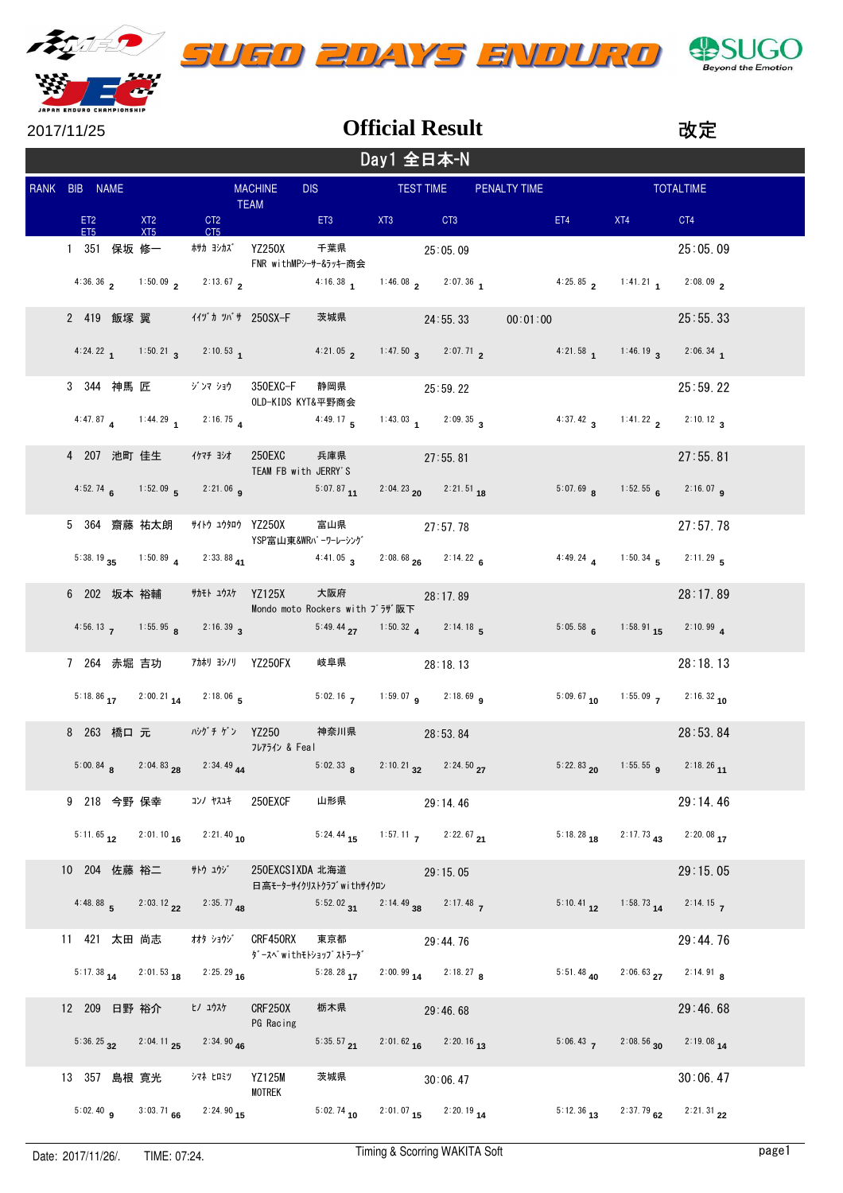# SUGO 2DAYS ENDURO

2017/11/25

## Official Result

改定

### Day1 全日本-N

| RANK | BIB | NAME | | MACHINE / TEAM | DIS | TEST TIME | PENALTY TIME | TOTALTIME |
|---|---|---|---|---|---|---|---|---|
| | ET2 / ET5 | XT2 / XT5 | CT2 / CT5 | | ET3 | XT3 | CT3 | ET4 | XT4 | CT4 |

| RANK | BIB | NAME | | MACHINE | DIS | TEST TIME | PENALTY TIME | TOTALTIME |
|---|---|---|---|---|---|---|---|---|
| 1 | 351 | 保坂 修一 | ﾎｻｶ ｼｭｳｲﾁ | YZ250X / FNR withMPｼｰｻｰ&ﾗｯｷｰ商会 | 千葉県 | 25:05.09 | | 25:05.09 |
| 2 | 419 | 飯塚 翼 | ｲｲﾂﾞｶ ﾂﾊﾞｻ | 250SX-F | 茨城県 | 24:55.33 | 00:01:00 | 25:55.33 |
| 3 | 344 | 神馬 匠 | ｼﾞﾝﾏ ｼｮｳ | 350EXC-F / OLD-KIDS KYT&平野商会 | 静岡県 | 25:59.22 | | 25:59.22 |
| 4 | 207 | 池町 佳生 | ｲｹﾏﾁ ﾖｼｵ | 250EXC / TEAM FB with JERRY'S | 兵庫県 | 27:55.81 | | 27:55.81 |
| 5 | 364 | 齋藤 祐太朗 | ｻｲﾄｳ ﾕｳﾀﾛｳ | YZ250X / YSP富山東&WRﾊﾟｰﾜｰﾚｰｼﾝｸﾞ | 富山県 | 27:57.78 | | 27:57.78 |
| 6 | 202 | 坂本 裕輔 | ｻｶﾓﾄ ﾕｳｽｹ | YZ125X / Mondo moto Rockers with ﾌﾞﾗｻﾞ阪下 | 大阪府 | 28:17.89 | | 28:17.89 |
| 7 | 264 | 赤堀 吉功 | ｱｶﾎﾘ ﾖｼﾉﾘ | YZ250FX | 岐阜県 | 28:18.13 | | 28:18.13 |
| 8 | 263 | 橋口 元 | ﾊｼｸﾞﾁ ｹﾞﾝ | YZ250 / ﾌﾚｱﾗｲﾝ & Feal | 神奈川県 | 28:53.84 | | 28:53.84 |
| 9 | 218 | 今野 保幸 | ｺﾝﾉ ﾔｽﾕｷ | 250EXCF | 山形県 | 29:14.46 | | 29:14.46 |
| 10 | 204 | 佐藤 裕二 | ｻﾄｳ ﾕｳｼﾞ | 250EXCSIXDA / 日高ﾓｰﾀｰｻｲｸﾘｽﾄｸﾗﾌﾞwithｻｲｸﾛﾝ | 北海道 | 29:15.05 | | 29:15.05 |
| 11 | 421 | 太田 尚志 | ｵｵﾀ ｼｮｳｼﾞ | CRF450RX / ﾀﾞｰｽﾍﾞwithﾓﾄｼｮｯﾌﾟｽﾄﾗｰﾀﾞ | 東京都 | 29:44.76 | | 29:44.76 |
| 12 | 209 | 日野 裕介 | ﾋﾉ ﾕｳｽｹ | CRF250X / PG Racing | 栃木県 | 29:46.68 | | 29:46.68 |
| 13 | 357 | 島根 寛光 | ｼﾏﾈ ﾋﾛﾐﾂ | YZ125M / MOTREK | 茨城県 | 30:06.47 | | 30:06.47 |

| RANK | ET2 | XT2 | CT2 | ET3 | XT3 | CT3 | ET4 | XT4 | CT4 |
|---|---|---|---|---|---|---|---|---|---|
| 1 | 4:36.36 (2) | 1:50.09 (2) | 2:13.67 (2) | 4:16.38 (1) | 1:46.08 (2) | 2:07.36 (1) | 4:25.85 (2) | 1:41.21 (1) | 2:08.09 (2) |
| 2 | 4:24.22 (1) | 1:50.21 (3) | 2:10.53 (1) | 4:21.05 (2) | 1:47.50 (3) | 2:07.71 (2) | 4:21.58 (1) | 1:46.19 (3) | 2:06.34 (1) |
| 3 | 4:47.87 (4) | 1:44.29 (1) | 2:16.75 (4) | 4:49.17 (5) | 1:43.03 (1) | 2:09.35 (3) | 4:37.42 (3) | 1:41.22 (2) | 2:10.12 (3) |
| 4 | 4:52.74 (6) | 1:52.09 (5) | 2:21.06 (9) | 5:07.87 (11) | 2:04.23 (20) | 2:21.51 (18) | 5:07.69 (8) | 1:52.55 (6) | 2:16.07 (9) |
| 5 | 5:38.19 (35) | 1:50.89 (4) | 2:33.88 (41) | 4:41.05 (3) | 2:08.68 (26) | 2:14.22 (6) | 4:49.24 (4) | 1:50.34 (5) | 2:11.29 (5) |
| 6 | 4:56.13 (7) | 1:55.95 (8) | 2:16.39 (3) | 5:49.44 (27) | 1:50.32 (4) | 2:14.18 (5) | 5:05.58 (6) | 1:58.91 (15) | 2:10.99 (4) |
| 7 | 5:18.86 (17) | 2:00.21 (14) | 2:18.06 (5) | 5:02.16 (7) | 1:59.07 (9) | 2:18.69 (9) | 5:09.67 (10) | 1:55.09 (7) | 2:16.32 (10) |
| 8 | 5:00.84 (8) | 2:04.83 (28) | 2:34.49 (44) | 5:02.33 (8) | 2:10.21 (32) | 2:24.50 (27) | 5:22.83 (20) | 1:55.55 (9) | 2:18.26 (11) |
| 9 | 5:11.65 (12) | 2:01.10 (16) | 2:21.40 (10) | 5:24.44 (15) | 1:57.11 (7) | 2:22.67 (21) | 5:18.28 (18) | 2:17.73 (43) | 2:20.08 (17) |
| 10 | 4:48.88 (5) | 2:03.12 (22) | 2:35.77 (48) | 5:52.02 (31) | 2:14.49 (38) | 2:17.48 (7) | 5:10.41 (12) | 1:58.73 (14) | 2:14.15 (7) |
| 11 | 5:17.38 (14) | 2:01.53 (18) | 2:25.29 (16) | 5:28.28 (17) | 2:00.99 (14) | 2:18.27 (8) | 5:51.48 (40) | 2:06.63 (27) | 2:14.91 (8) |
| 12 | 5:36.25 (32) | 2:04.11 (25) | 2:34.90 (46) | 5:35.57 (21) | 2:01.62 (16) | 2:20.16 (13) | 5:06.43 (7) | 2:08.56 (30) | 2:19.08 (14) |
| 13 | 5:02.40 (9) | 3:03.71 (66) | 2:24.90 (15) | 5:02.74 (10) | 2:01.07 (15) | 2:20.19 (14) | 5:12.36 (13) | 2:37.79 (62) | 2:21.31 (22) |

Date: 2017/11/26/.　TIME: 07:24.　Timing & Scorring WAKITA Soft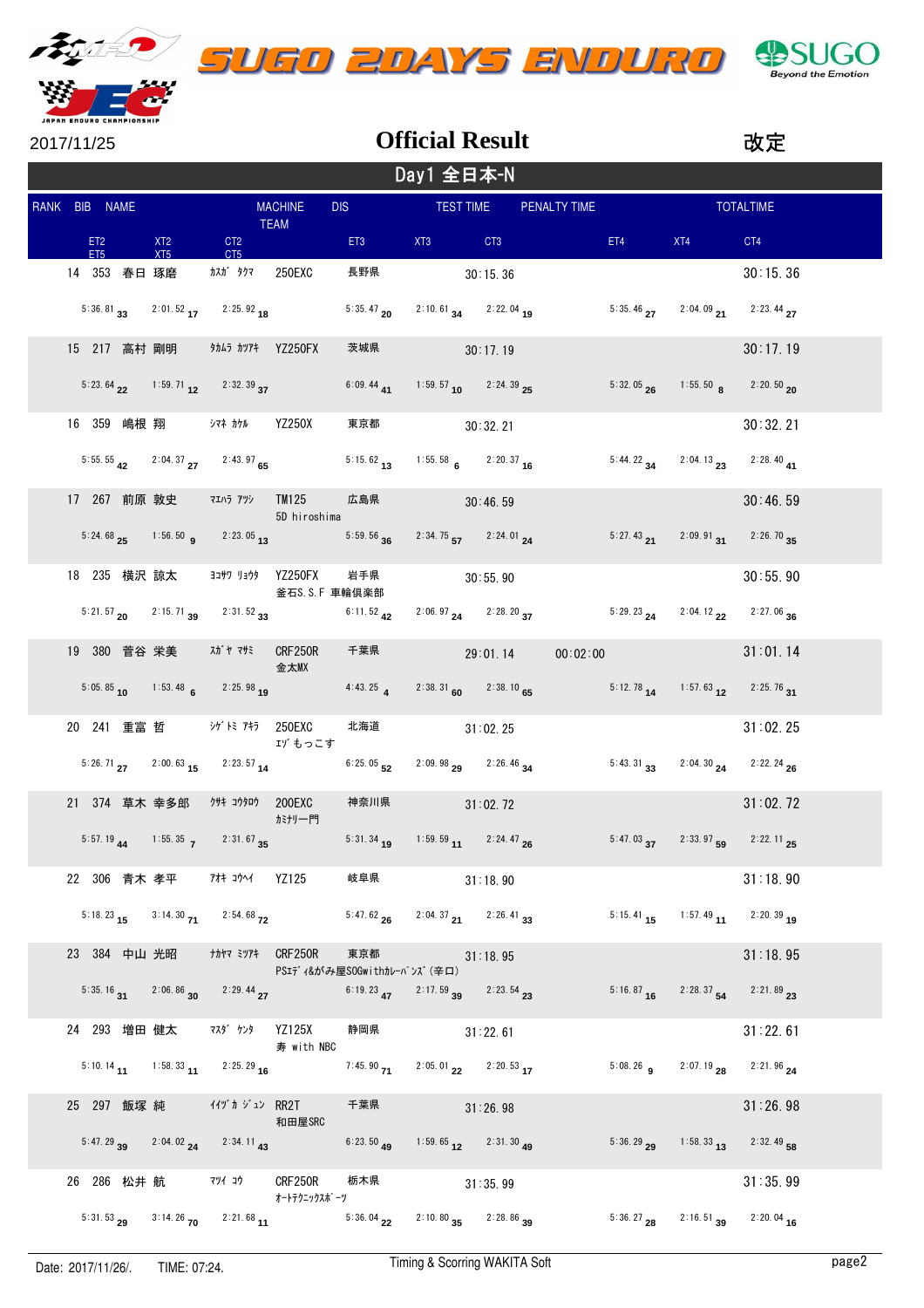SUGO 2DAYS ENDURO

2017/11/25

# Official Result

改定

## Day1 全日本-N

| RANK | BIB | NAME | | MACHINE / TEAM | DIS | TEST TIME | PENALTY TIME | TOTALTIME |
|---|---|---|---|---|---|---|---|---|
| 14 | 353 | 春日 琢磨 | ｶｽｶﾞ ﾀｸﾏ | 250EXC | 長野県 | 30:15.36 | | 30:15.36 |
| 15 | 217 | 高村 剛明 | ﾀｶﾑﾗ ｶﾂｱｷ | YZ250FX | 茨城県 | 30:17.19 | | 30:17.19 |
| 16 | 359 | 嶋根 翔 | ｼﾏﾈ ｶｹﾙ | YZ250X | 東京都 | 30:32.21 | | 30:32.21 |
| 17 | 267 | 前原 敦史 | ﾏｴﾊﾗ ｱﾂｼ | TM125 / 5D hiroshima | 広島県 | 30:46.59 | | 30:46.59 |
| 18 | 235 | 横沢 諒太 | ﾖｺｻﾜ ﾘｮｳﾀ | YZ250FX / 釜石S.S.F 車輪倶楽部 | 岩手県 | 30:55.90 | | 30:55.90 |
| 19 | 380 | 菅谷 栄美 | ｽｶﾞﾔ ﾏｻﾐ | CRF250R / 金太MX | 千葉県 | 29:01.14 | 00:02:00 | 31:01.14 |
| 20 | 241 | 重富 哲 | ｼｹﾞﾄﾐ ｱｷﾗ | 250EXC / ｴｿﾞもっこす | 北海道 | 31:02.25 | | 31:02.25 |
| 21 | 374 | 草木 幸多郎 | ｸｻｷ ｺｳﾀﾛｳ | 200EXC / ｶﾐﾅﾘ一門 | 神奈川県 | 31:02.72 | | 31:02.72 |
| 22 | 306 | 青木 孝平 | ｱｵｷ ｺｳﾍｲ | YZ125 | 岐阜県 | 31:18.90 | | 31:18.90 |
| 23 | 384 | 中山 光昭 | ﾅｶﾔﾏ ﾐﾂｱｷ | CRF250R / PSｴﾃﾞｨ&がみ屋SOGwithｶﾚｰﾊﾟﾝｽﾞ(辛口) | 東京都 | 31:18.95 | | 31:18.95 |
| 24 | 293 | 増田 健太 | ﾏｽﾀﾞ ｹﾝﾀ | YZ125X / 寿 with NBC | 静岡県 | 31:22.61 | | 31:22.61 |
| 25 | 297 | 飯塚 純 | ｲｲﾂﾞｶ ｼﾞｭﾝ | RR2T / 和田屋SRC | 千葉県 | 31:26.98 | | 31:26.98 |
| 26 | 286 | 松井 航 | ﾏﾂｲ ｺｳ | CRF250R / ｵｰﾄﾃｸﾆｯｸｽﾎﾟｰﾂ | 栃木県 | 31:35.99 | | 31:35.99 |

| RANK | BIB | ET2/ET5 | XT2/XT5 | CT2/CT5 | ET3 | XT3 | CT3 | ET4 | XT4 | CT4 |
|---|---|---|---|---|---|---|---|---|---|---|
| 14 | 353 | 5:36.81 (33) | 2:01.52 (17) | 2:25.92 (18) | 5:35.47 (20) | 2:10.61 (34) | 2:22.04 (19) | 5:35.46 (27) | 2:04.09 (21) | 2:23.44 (27) |
| 15 | 217 | 5:23.64 (22) | 1:59.71 (12) | 2:32.39 (37) | 6:09.44 (41) | 1:59.57 (10) | 2:24.39 (25) | 5:32.05 (26) | 1:55.50 (8) | 2:20.50 (20) |
| 16 | 359 | 5:55.55 (42) | 2:04.37 (27) | 2:43.97 (65) | 5:15.62 (13) | 1:55.58 (6) | 2:20.37 (16) | 5:44.22 (34) | 2:04.13 (23) | 2:28.40 (41) |
| 17 | 267 | 5:24.68 (25) | 1:56.50 (9) | 2:23.05 (13) | 5:59.56 (36) | 2:34.75 (57) | 2:24.01 (24) | 5:27.43 (21) | 2:09.91 (31) | 2:26.70 (35) |
| 18 | 235 | 5:21.57 (20) | 2:15.71 (39) | 2:31.52 (33) | 6:11.52 (42) | 2:06.97 (24) | 2:28.20 (37) | 5:29.23 (24) | 2:04.12 (22) | 2:27.06 (36) |
| 19 | 380 | 5:05.85 (10) | 1:53.48 (6) | 2:25.98 (19) | 4:43.25 (4) | 2:38.31 (60) | 2:38.10 (65) | 5:12.78 (14) | 1:57.63 (12) | 2:25.76 (31) |
| 20 | 241 | 5:26.71 (27) | 2:00.63 (15) | 2:23.57 (14) | 6:25.05 (52) | 2:09.98 (29) | 2:26.46 (34) | 5:43.31 (33) | 2:04.30 (24) | 2:22.24 (26) |
| 21 | 374 | 5:57.19 (44) | 1:55.35 (7) | 2:31.67 (35) | 5:31.34 (19) | 1:59.59 (11) | 2:24.47 (26) | 5:47.03 (37) | 2:33.97 (59) | 2:22.11 (25) |
| 22 | 306 | 5:18.23 (15) | 3:14.30 (71) | 2:54.68 (72) | 5:47.62 (26) | 2:04.37 (21) | 2:26.41 (33) | 5:15.41 (15) | 1:57.49 (11) | 2:20.39 (19) |
| 23 | 384 | 5:35.16 (31) | 2:06.86 (30) | 2:29.44 (27) | 6:19.23 (47) | 2:17.59 (39) | 2:23.54 (23) | 5:16.87 (16) | 2:28.37 (54) | 2:21.89 (23) |
| 24 | 293 | 5:10.14 (11) | 1:58.33 (11) | 2:25.29 (16) | 7:45.90 (71) | 2:05.01 (22) | 2:20.53 (17) | 5:08.26 (9) | 2:07.19 (28) | 2:21.96 (24) |
| 25 | 297 | 5:47.29 (39) | 2:04.02 (24) | 2:34.11 (43) | 6:23.50 (49) | 1:59.65 (12) | 2:31.30 (49) | 5:36.29 (29) | 1:58.33 (13) | 2:32.49 (58) |
| 26 | 286 | 5:31.53 (29) | 3:14.26 (70) | 2:21.68 (11) | 5:36.04 (22) | 2:10.80 (35) | 2:28.86 (39) | 5:36.27 (28) | 2:16.51 (39) | 2:20.04 (16) |

Date: 2017/11/26/. TIME: 07:24. Timing & Scorring WAKITA Soft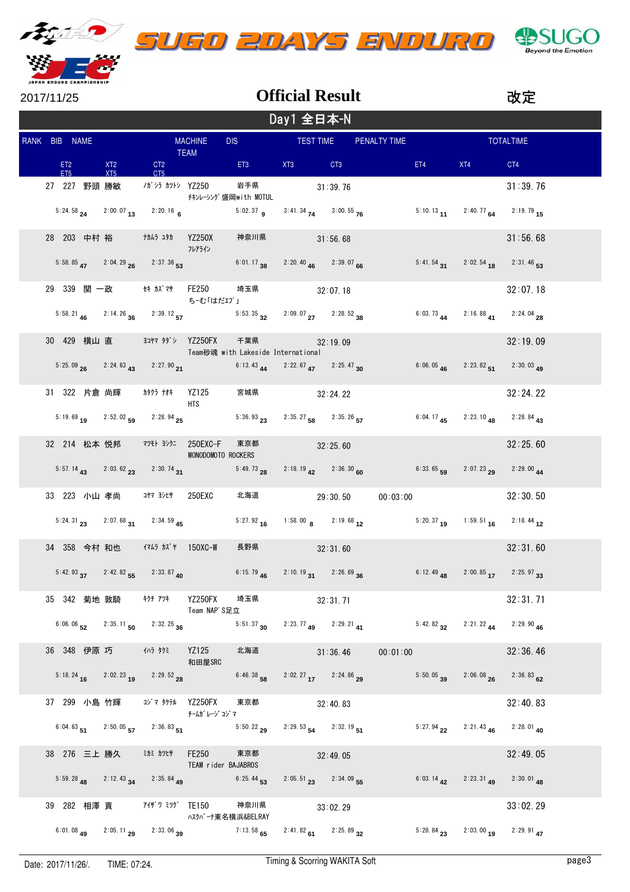SUGO 2DAYS ENDURO

2017/11/25

# Official Result

改定

## Day1 全日本-N

| RANK | BIB | NAME | | MACHINE / TEAM | DIS | TEST TIME | PENALTY TIME | TOTALTIME |
|---|---|---|---|---|---|---|---|---|
| ET2 / ET5 | | XT2 / XT5 | CT2 / CT5 | ET3 | XT3 | CT3 | ET4 | XT4 | CT4 |

| RANK | BIB | NAME | KANA | MACHINE | TEAM | DIS | TEST TIME | PENALTY TIME | TOTALTIME |
|---|---|---|---|---|---|---|---|---|---|
| 27 | 227 | 野頭 勝敏 | ﾉｶﾞｼﾗ ｶﾂﾄｼ | YZ250 | ﾁｷﾝﾚｰｼﾝｸﾞ盛岡with MOTUL | 岩手県 | 31:39.76 | | 31:39.76 |
| 28 | 203 | 中村 裕 | ﾅｶﾑﾗ ﾕﾀｶ | YZ250X | ﾌﾚｱﾗｲﾝ | 神奈川県 | 31:56.68 | | 31:56.68 |
| 29 | 339 | 関 一政 | ｾｷ ｶｽﾞﾏｻ | FE250 | ち-む｢はだエワ｣ | 埼玉県 | 32:07.18 | | 32:07.18 |
| 30 | 429 | 横山 直 | ﾖｺﾔﾏ ﾀﾀﾞｼ | YZ250FX | Team砂魂 with Lakeside International | 千葉県 | 32:19.09 | | 32:19.09 |
| 31 | 322 | 片倉 尚輝 | ｶﾀｸﾗ ﾅｵｷ | YZ125 | HTS | 宮城県 | 32:24.22 | | 32:24.22 |
| 32 | 214 | 松本 悦邦 | ﾏﾂﾓﾄ ﾖｼｸﾆ | 250EXC-F | MONODOMOTO ROCKERS | 東京都 | 32:25.60 | | 32:25.60 |
| 33 | 223 | 小山 孝尚 | ｺﾔﾏ ﾖｼﾋｻ | 250EXC | | 北海道 | 29:30.50 | 00:03:00 | 32:30.50 |
| 34 | 358 | 今村 和也 | ｲﾏﾑﾗ ｶｽﾞﾔ | 150XC-W | | 長野県 | 32:31.60 | | 32:31.60 |
| 35 | 342 | 菊地 敦騎 | ｷｸﾁ ｱﾂｷ | YZ250FX | Team NAP'S足立 | 埼玉県 | 32:31.71 | | 32:31.71 |
| 36 | 348 | 伊原 巧 | ｲﾊﾗ ﾀｸﾐ | YZ125 | 和田屋SRC | 北海道 | 31:36.46 | 00:01:00 | 32:36.46 |
| 37 | 299 | 小島 竹輝 | ｺｼﾞﾏ ﾀｹﾃﾙ | YZ250FX | ﾁｰﾑｶﾞﾚｰｼﾞｺｼﾞﾏ | 東京都 | 32:40.83 | | 32:40.83 |
| 38 | 276 | 三上 勝久 | ﾐｶﾐ ｶﾂﾋｻ | FE250 | TEAM rider BAJABROS | 東京都 | 32:49.05 | | 32:49.05 |
| 39 | 282 | 相澤 貢 | ｱｲｻﾞﾜ ﾐﾂｸﾞ | TE150 | ﾊｽｸﾊﾞｰﾅ東名横浜&BELRAY | 神奈川県 | 33:02.29 | | 33:02.29 |

| RANK | BIB | ET2 | XT2 | CT2 | ET3 | XT3 | CT3 | ET4 | XT4 | CT4 |
|---|---|---|---|---|---|---|---|---|---|---|
| 27 | 227 | 5:24.58 (24) | 2:00.07 (13) | 2:20.16 (6) | 5:02.37 (9) | 3:41.34 (74) | 3:00.55 (76) | 5:10.13 (11) | 2:40.77 (64) | 2:19.79 (15) |
| 28 | 203 | 5:58.85 (47) | 2:04.29 (26) | 2:37.36 (53) | 6:01.17 (38) | 2:20.40 (46) | 2:39.07 (66) | 5:41.54 (31) | 2:02.54 (18) | 2:31.46 (53) |
| 29 | 339 | 5:58.21 (46) | 2:14.26 (36) | 2:39.12 (57) | 5:53.35 (32) | 2:09.07 (27) | 2:28.52 (38) | 6:03.73 (44) | 2:16.88 (41) | 2:24.04 (28) |
| 30 | 429 | 5:25.09 (26) | 2:24.63 (43) | 2:27.90 (21) | 6:13.43 (44) | 2:22.67 (47) | 2:25.47 (30) | 6:06.05 (46) | 2:23.82 (51) | 2:30.03 (49) |
| 31 | 322 | 5:19.69 (19) | 2:52.02 (59) | 2:28.94 (25) | 5:36.93 (23) | 2:35.27 (58) | 2:35.26 (57) | 6:04.17 (45) | 2:23.10 (48) | 2:28.84 (43) |
| 32 | 214 | 5:57.14 (43) | 2:03.62 (23) | 2:30.74 (31) | 5:49.73 (28) | 2:18.19 (42) | 2:36.30 (60) | 6:33.65 (59) | 2:07.23 (29) | 2:29.00 (44) |
| 33 | 223 | 5:24.31 (23) | 2:07.68 (31) | 2:34.59 (45) | 5:27.92 (16) | 1:58.00 (8) | 2:19.68 (12) | 5:20.37 (19) | 1:59.51 (16) | 2:18.44 (12) |
| 34 | 358 | 5:42.93 (37) | 2:42.82 (55) | 2:33.87 (40) | 6:15.79 (46) | 2:10.19 (31) | 2:26.69 (36) | 6:12.49 (48) | 2:00.85 (17) | 2:25.97 (33) |
| 35 | 342 | 6:06.06 (52) | 2:35.11 (50) | 2:32.25 (36) | 5:51.37 (30) | 2:23.77 (49) | 2:29.21 (41) | 5:42.82 (32) | 2:21.22 (44) | 2:29.90 (46) |
| 36 | 348 | 5:18.24 (16) | 2:02.23 (19) | 2:29.52 (28) | 6:46.38 (58) | 2:02.27 (17) | 2:24.86 (29) | 5:50.05 (39) | 2:06.08 (26) | 2:36.83 (62) |
| 37 | 299 | 6:04.63 (51) | 2:50.05 (57) | 2:36.83 (51) | 5:50.22 (29) | 2:29.53 (54) | 2:32.19 (51) | 5:27.94 (22) | 2:21.43 (46) | 2:28.01 (40) |
| 38 | 276 | 5:59.28 (48) | 2:12.43 (34) | 2:35.84 (49) | 6:25.44 (53) | 2:05.51 (23) | 2:34.09 (55) | 6:03.14 (42) | 2:23.31 (49) | 2:30.01 (48) |
| 39 | 282 | 6:01.08 (49) | 2:05.11 (29) | 2:33.06 (39) | 7:13.58 (65) | 2:41.82 (61) | 2:25.89 (32) | 5:28.84 (23) | 2:03.00 (19) | 2:29.91 (47) |

Date: 2017/11/26/. TIME: 07:24. Timing & Scorring WAKITA Soft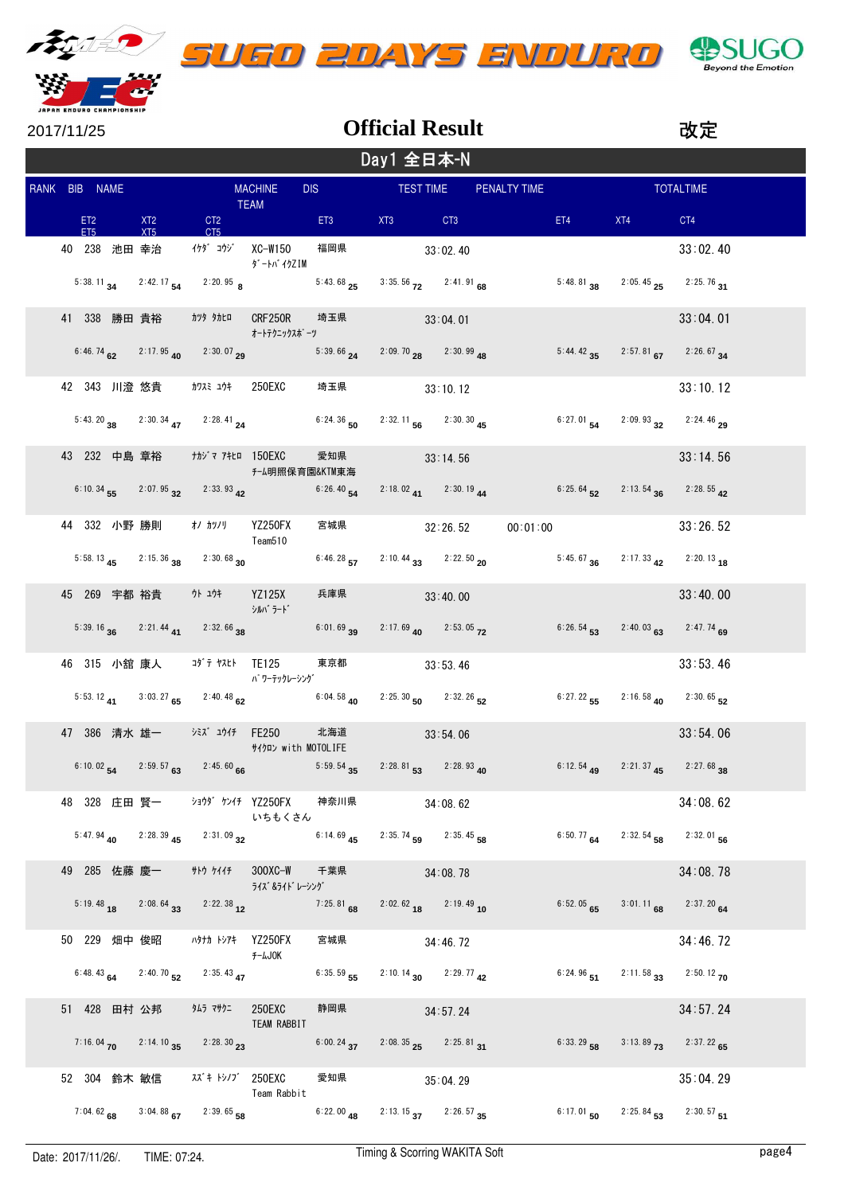# SUGO 2DAYS ENDURO

2017/11/25

## Official Result

改定

### Day1 全日本-N

| RANK | BIB | NAME | | MACHINE / TEAM | DIS | TEST TIME | PENALTY TIME | TOTALTIME |
|---|---|---|---|---|---|---|---|---|
| 40 | 238 | 池田 幸治 | ｲｹﾀﾞ ｺｳｼﾞ | XC-W150 / ﾀﾞｰﾄﾊﾞｲｸZIM | 福岡県 | 33:02.40 | | 33:02.40 |
| 41 | 338 | 勝田 貴裕 | ｶﾂﾀ ﾀｶﾋﾛ | CRF250R / ｵｰﾄﾃｸﾆｯｸｽﾎﾟｰﾂ | 埼玉県 | 33:04.01 | | 33:04.01 |
| 42 | 343 | 川澄 悠貴 | ｶﾜｽﾐ ﾕｳｷ | 250EXC | 埼玉県 | 33:10.12 | | 33:10.12 |
| 43 | 232 | 中島 章裕 | ﾅｶｼﾞﾏ ｱｷﾋﾛ | 150EXC / ﾁｰﾑ明照保育園&KTM東海 | 愛知県 | 33:14.56 | | 33:14.56 |
| 44 | 332 | 小野 勝則 | ｵﾉ ｶﾂﾉﾘ | YZ250FX / Team510 | 宮城県 | 32:26.52 | 00:01:00 | 33:26.52 |
| 45 | 269 | 宇都 裕貴 | ｳﾄ ﾕｳｷ | YZ125X / ｼﾙﾊﾞｰﾗｰﾄﾞ | 兵庫県 | 33:40.00 | | 33:40.00 |
| 46 | 315 | 小舘 康人 | ｺﾀﾞﾃ ﾔｽﾋﾄ | TE125 / ﾊﾟﾜｰﾃｯｸﾚｰｼﾝｸﾞ | 東京都 | 33:53.46 | | 33:53.46 |
| 47 | 386 | 清水 雄一 | ｼﾐｽﾞ ﾕｳｲﾁ | FE250 / ｻｲｸﾛﾝ with MOTOLIFE | 北海道 | 33:54.06 | | 33:54.06 |
| 48 | 328 | 庄田 賢一 | ｼｮｳﾀﾞ ｹﾝｲﾁ | YZ250FX / いちもくさん | 神奈川県 | 34:08.62 | | 34:08.62 |
| 49 | 285 | 佐藤 慶一 | ｻﾄｳ ｹｲｲﾁ | 300XC-W / ﾗｲｽﾞ&ﾗｲﾄﾞﾚｰｼﾝｸﾞ | 千葉県 | 34:08.78 | | 34:08.78 |
| 50 | 229 | 畑中 俊昭 | ﾊﾀﾅｶ ﾄｼｱｷ | YZ250FX / ﾁｰﾑJOK | 宮城県 | 34:46.72 | | 34:46.72 |
| 51 | 428 | 田村 公邦 | ﾀﾑﾗ ﾏｻｸﾆ | 250EXC / TEAM RABBIT | 静岡県 | 34:57.24 | | 34:57.24 |
| 52 | 304 | 鈴木 敏信 | ｽｽﾞｷ ﾄｼﾉﾌﾞ | 250EXC / Team Rabbit | 愛知県 | 35:04.29 | | 35:04.29 |

| RANK | BIB | ET2 | XT2 | CT2 | ET3 | XT3 | CT3 | ET4 | XT4 | CT4 |
|---|---|---|---|---|---|---|---|---|---|---|
| 40 | 238 | 5:38.11 (34) | 2:42.17 (54) | 2:20.95 (8) | 5:43.68 (25) | 3:35.56 (72) | 2:41.91 (68) | 5:48.81 (38) | 2:05.45 (25) | 2:25.76 (31) |
| 41 | 338 | 6:46.74 (62) | 2:17.95 (40) | 2:30.07 (29) | 5:39.66 (24) | 2:09.70 (28) | 2:30.99 (48) | 5:44.42 (35) | 2:57.81 (67) | 2:26.67 (34) |
| 42 | 343 | 5:43.20 (38) | 2:30.34 (47) | 2:28.41 (24) | 6:24.36 (50) | 2:32.11 (56) | 2:30.30 (45) | 6:27.01 (54) | 2:09.93 (32) | 2:24.46 (29) |
| 43 | 232 | 6:10.34 (55) | 2:07.95 (32) | 2:33.93 (42) | 6:26.40 (54) | 2:18.02 (41) | 2:30.19 (44) | 6:25.64 (52) | 2:13.54 (36) | 2:28.55 (42) |
| 44 | 332 | 5:58.13 (45) | 2:15.36 (38) | 2:30.68 (30) | 6:46.28 (57) | 2:10.44 (33) | 2:22.50 (20) | 5:45.67 (36) | 2:17.33 (42) | 2:20.13 (18) |
| 45 | 269 | 5:39.16 (36) | 2:21.44 (41) | 2:32.66 (38) | 6:01.69 (39) | 2:17.69 (40) | 2:53.05 (72) | 6:26.54 (53) | 2:40.03 (63) | 2:47.74 (69) |
| 46 | 315 | 5:53.12 (41) | 3:03.27 (65) | 2:40.48 (62) | 6:04.58 (40) | 2:25.30 (50) | 2:32.26 (52) | 6:27.22 (55) | 2:16.58 (40) | 2:30.65 (52) |
| 47 | 386 | 6:10.02 (54) | 2:59.57 (63) | 2:45.60 (66) | 5:59.54 (35) | 2:28.81 (53) | 2:28.93 (40) | 6:12.54 (49) | 2:21.37 (45) | 2:27.68 (38) |
| 48 | 328 | 5:47.94 (40) | 2:28.39 (45) | 2:31.09 (32) | 6:14.69 (45) | 2:35.74 (59) | 2:35.45 (58) | 6:50.77 (64) | 2:32.54 (58) | 2:32.01 (56) |
| 49 | 285 | 5:19.48 (18) | 2:08.64 (33) | 2:22.38 (12) | 7:25.81 (68) | 2:02.62 (18) | 2:19.49 (10) | 6:52.05 (65) | 3:01.11 (68) | 2:37.20 (64) |
| 50 | 229 | 6:48.43 (64) | 2:40.70 (52) | 2:35.43 (47) | 6:35.59 (55) | 2:10.14 (30) | 2:29.77 (42) | 6:24.96 (51) | 2:11.58 (33) | 2:50.12 (70) |
| 51 | 428 | 7:16.04 (70) | 2:14.10 (35) | 2:28.30 (23) | 6:00.24 (37) | 2:08.35 (25) | 2:25.81 (31) | 6:33.29 (58) | 3:13.89 (73) | 2:37.22 (65) |
| 52 | 304 | 7:04.62 (68) | 3:04.88 (67) | 2:39.65 (58) | 6:22.00 (48) | 2:13.15 (37) | 2:26.57 (35) | 6:17.01 (50) | 2:25.84 (53) | 2:30.57 (51) |

Date: 2017/11/26/. TIME: 07:24. Timing & Scorring WAKITA Soft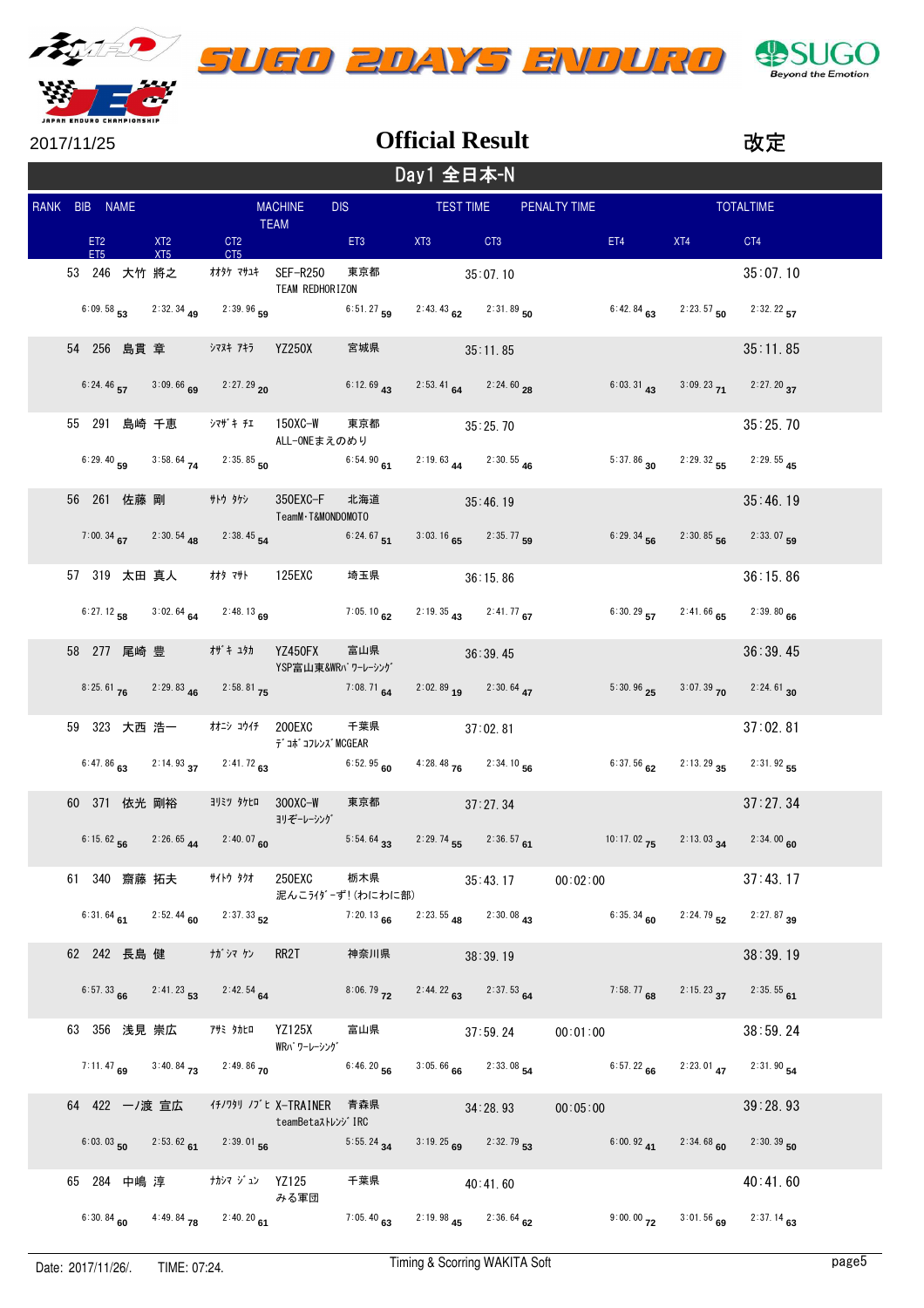# SUGO 2DAYS ENDURO

2017/11/25

## Official Result

改定

### Day1 全日本-N

| RANK | BIB | NAME | | MACHINE / TEAM | DIS | TEST TIME | PENALTY TIME | TOTALTIME |
|---|---|---|---|---|---|---|---|---|
| ET2 / ET5 | XT2 / XT5 | CT2 / CT5 | | | ET3 | XT3 | CT3 | ET4 / XT4 / CT4 |

| RANK | BIB | NAME | カナ | MACHINE / TEAM | DIS | TEST TIME | PENALTY TIME | TOTALTIME |
|---|---|---|---|---|---|---|---|---|
| 53 | 246 | 大竹 将之 | ｵｵﾀｹ ﾏｻﾕｷ | SEF-R250 / TEAM REDHORIZON | 東京都 | 35:07.10 | | 35:07.10 |
| 54 | 256 | 島貫 章 | ｼﾏﾇｷ ｱｷﾗ | YZ250X | 宮城県 | 35:11.85 | | 35:11.85 |
| 55 | 291 | 島崎 千恵 | ｼﾏｻﾞｷ ﾁｴ | 150XC-W / ALL-ONEまえのめり | 東京都 | 35:25.70 | | 35:25.70 |
| 56 | 261 | 佐藤 剛 | ｻﾄｳ ﾀｹｼ | 350EXC-F / TeamM･T&MONDOMOTO | 北海道 | 35:46.19 | | 35:46.19 |
| 57 | 319 | 太田 真人 | ｵｵﾀ ﾏｻﾄ | 125EXC | 埼玉県 | 36:15.86 | | 36:15.86 |
| 58 | 277 | 尾崎 豊 | ｵｻﾞｷ ﾕﾀｶ | YZ450FX / YSP富山東&WRﾊﾞﾜｰﾚｰｼﾝｸﾞ | 富山県 | 36:39.45 | | 36:39.45 |
| 59 | 323 | 大西 浩一 | ｵｵﾆｼ ｺｳｲﾁ | 200EXC / ﾃﾞｺﾎﾞｺﾌﾚﾝｽﾞMCGEAR | 千葉県 | 37:02.81 | | 37:02.81 |
| 60 | 371 | 依光 剛裕 | ﾖﾘﾐﾂ ﾀｹﾋﾛ | 300XC-W / ﾖﾘｿﾞｰﾚｰｼﾝｸﾞ | 東京都 | 37:27.34 | | 37:27.34 |
| 61 | 340 | 齋藤 拓夫 | ｻｲﾄｳ ﾀｸｵ | 250EXC / 泥んこﾗｲﾀﾞｰずっ!(わにわに部) | 栃木県 | 35:43.17 | 00:02:00 | 37:43.17 |
| 62 | 242 | 長島 健 | ﾅｶﾞｼﾏ ｹﾝ | RR2T | 神奈川県 | 38:39.19 | | 38:39.19 |
| 63 | 356 | 浅見 崇広 | ｱｻﾐ ﾀｶﾋﾛ | YZ125X / WRﾊﾞﾜｰﾚｰｼﾝｸﾞ | 富山県 | 37:59.24 | 00:01:00 | 38:59.24 |
| 64 | 422 | 一ノ渡 宣広 | ｲﾁﾉﾜﾀﾘ ﾉﾌﾞﾋ | X-TRAINER / teamBetaｽﾄﾚﾝｼﾞIRC | 青森県 | 34:28.93 | 00:05:00 | 39:28.93 |
| 65 | 284 | 中嶋 淳 | ﾅｶｼﾏ ｼﾞｭﾝ | YZ125 / みる軍団 | 千葉県 | 40:41.60 | | 40:41.60 |

| RANK | BIB | ET2 | XT2 | CT2 | ET3 | XT3 | CT3 | ET4 | XT4 | CT4 |
|---|---|---|---|---|---|---|---|---|---|---|
| 53 | 246 | 6:09.58 (53) | 2:32.34 (49) | 2:39.96 (59) | 6:51.27 (59) | 2:43.43 (62) | 2:31.89 (50) | 6:42.84 (63) | 2:23.57 (50) | 2:32.22 (57) |
| 54 | 256 | 6:24.46 (57) | 3:09.66 (69) | 2:27.29 (20) | 6:12.69 (43) | 2:53.41 (64) | 2:24.60 (28) | 6:03.31 (43) | 3:09.23 (71) | 2:27.20 (37) |
| 55 | 291 | 6:29.40 (59) | 3:58.64 (74) | 2:35.85 (50) | 6:54.90 (61) | 2:19.63 (44) | 2:30.55 (46) | 5:37.86 (30) | 2:29.32 (55) | 2:29.55 (45) |
| 56 | 261 | 7:00.34 (67) | 2:30.54 (48) | 2:38.45 (54) | 6:24.67 (51) | 3:03.16 (65) | 2:35.77 (59) | 6:29.34 (56) | 2:30.85 (56) | 2:33.07 (59) |
| 57 | 319 | 6:27.12 (58) | 3:02.64 (64) | 2:48.13 (69) | 7:05.10 (62) | 2:19.35 (43) | 2:41.77 (67) | 6:30.29 (57) | 2:41.66 (65) | 2:39.80 (66) |
| 58 | 277 | 8:25.61 (76) | 2:29.83 (46) | 2:58.81 (75) | 7:08.71 (64) | 2:02.89 (19) | 2:30.64 (47) | 5:30.96 (25) | 3:07.39 (70) | 2:24.61 (30) |
| 59 | 323 | 6:47.86 (63) | 2:14.93 (37) | 2:41.72 (63) | 6:52.95 (60) | 4:28.48 (76) | 2:34.10 (56) | 6:37.56 (62) | 2:13.29 (35) | 2:31.92 (55) |
| 60 | 371 | 6:15.62 (56) | 2:26.65 (44) | 2:40.07 (60) | 5:54.64 (33) | 2:29.74 (55) | 2:36.57 (61) | 10:17.02 (75) | 2:13.03 (34) | 2:34.00 (60) |
| 61 | 340 | 6:31.64 (61) | 2:52.44 (60) | 2:37.33 (52) | 7:20.13 (66) | 2:23.55 (48) | 2:30.08 (43) | 6:35.34 (60) | 2:24.79 (52) | 2:27.87 (39) |
| 62 | 242 | 6:57.33 (66) | 2:41.23 (53) | 2:42.54 (64) | 8:06.79 (72) | 2:44.22 (63) | 2:37.53 (64) | 7:58.77 (68) | 2:15.23 (37) | 2:35.55 (61) |
| 63 | 356 | 7:11.47 (69) | 3:40.84 (73) | 2:49.86 (70) | 6:46.20 (56) | 3:05.66 (66) | 2:33.08 (54) | 6:57.22 (66) | 2:23.01 (47) | 2:31.90 (54) |
| 64 | 422 | 6:03.03 (50) | 2:53.62 (61) | 2:39.01 (56) | 5:55.24 (34) | 3:19.25 (69) | 2:32.79 (53) | 6:00.92 (41) | 2:34.68 (60) | 2:30.39 (50) |
| 65 | 284 | 6:30.84 (60) | 4:49.84 (78) | 2:40.20 (61) | 7:05.40 (63) | 2:19.98 (45) | 2:36.64 (62) | 9:00.00 (72) | 3:01.56 (69) | 2:37.14 (63) |

Date: 2017/11/26/. TIME: 07:24. Timing & Scorring WAKITA Soft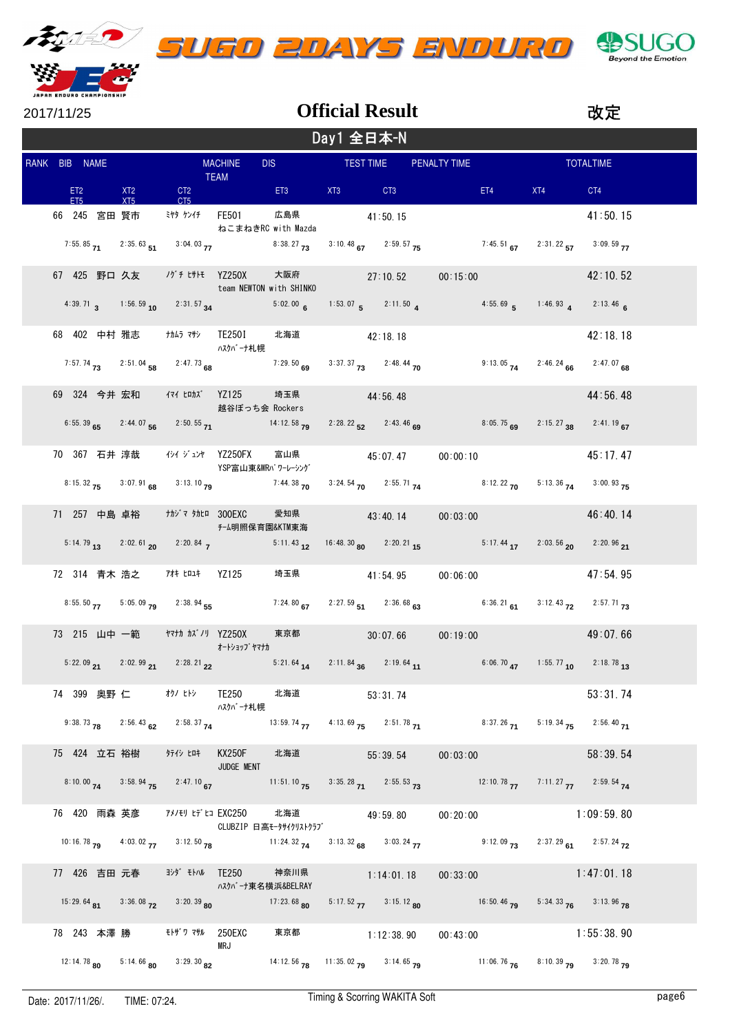# SUGO 2DAYS ENDURO

JAPAN ENDURO CHAMPIONSHIP

2017/11/25

## Official Result

改定

### Day1 全日本-N

| RANK | BIB | NAME | | MACHINE / TEAM | DIS | TEST TIME | PENALTY TIME | TOTALTIME |
|---|---|---|---|---|---|---|---|---|
| ET2 / ET5 | XT2 / XT5 | CT2 / CT5 | | ET3 | XT3 | CT3 | ET4 / XT4 | CT4 |
| 66 | 245 | 宮田 賢市 | ﾐﾔﾀ ｹﾝｲﾁ | FE501 / ねこまねきRC with Mazda | 広島県 | 41:50.15 | | 41:50.15 |
| 7:55.85 71 | 2:35.63 51 | 3:04.03 77 | | 8:38.27 73 | 3:10.48 67 | 2:59.57 75 | 7:45.51 67 / 2:31.22 57 | 3:09.59 77 |
| 67 | 425 | 野口 久友 | ﾉｸﾞﾁ ﾋｻﾄﾓ | YZ250X / team NEWTON with SHINKO | 大阪府 | 27:10.52 | 00:15:00 | 42:10.52 |
| 4:39.71 3 | 1:56.59 10 | 2:31.57 34 | | 5:02.00 6 | 1:53.07 5 | 2:11.50 4 | 4:55.69 5 / 1:46.93 4 | 2:13.46 6 |
| 68 | 402 | 中村 雅志 | ﾅｶﾑﾗ ﾏｻｼ | TE250I / ﾊｽｸﾊﾞｰﾅ札幌 | 北海道 | 42:18.18 | | 42:18.18 |
| 7:57.74 73 | 2:51.04 58 | 2:47.73 68 | | 7:29.50 69 | 3:37.37 73 | 2:48.44 70 | 9:13.05 74 / 2:46.24 66 | 2:47.07 68 |
| 69 | 324 | 今井 宏和 | ｲﾏｲ ﾋﾛｶｽﾞ | YZ125 / 越谷ぼっち会 Rockers | 埼玉県 | 44:56.48 | | 44:56.48 |
| 6:55.39 65 | 2:44.07 56 | 2:50.55 71 | | 14:12.58 79 | 2:28.22 52 | 2:43.46 69 | 8:05.75 69 / 2:15.27 38 | 2:41.19 67 |
| 70 | 367 | 石井 淳哉 | ｲｼｲ ｼﾞｭﾝﾔ | YZ250FX / YSP富山東&WRﾊﾞﾜｰﾚｰｼﾝｸﾞ | 富山県 | 45:07.47 | 00:00:10 | 45:17.47 |
| 8:15.32 75 | 3:07.91 68 | 3:13.10 79 | | 7:44.38 70 | 3:24.54 70 | 2:55.71 74 | 8:12.22 70 / 5:13.36 74 | 3:00.93 75 |
| 71 | 257 | 中島 卓裕 | ﾅｶｼﾞﾏ ﾀｶﾋﾛ | 300EXC / ﾁｰﾑ明照保育園&KTM東海 | 愛知県 | 43:40.14 | 00:03:00 | 46:40.14 |
| 5:14.79 13 | 2:02.61 20 | 2:20.84 7 | | 5:11.43 12 | 16:48.30 80 | 2:20.21 15 | 5:17.44 17 / 2:03.56 20 | 2:20.96 21 |
| 72 | 314 | 青木 浩之 | ｱｵｷ ﾋﾛﾕｷ | YZ125 | 埼玉県 | 41:54.95 | 00:06:00 | 47:54.95 |
| 8:55.50 77 | 5:05.09 79 | 2:38.94 55 | | 7:24.80 67 | 2:27.59 51 | 2:36.68 63 | 6:36.21 61 / 3:12.43 72 | 2:57.71 73 |
| 73 | 215 | 山中 一範 | ﾔﾏﾅｶ ｶｽﾞﾉﾘ | YZ250X / ｵｰﾄｼｮｯﾌﾟﾔﾏﾅｶ | 東京都 | 30:07.66 | 00:19:00 | 49:07.66 |
| 5:22.09 21 | 2:02.99 21 | 2:28.21 22 | | 5:21.64 14 | 2:11.84 36 | 2:19.64 11 | 6:06.70 47 / 1:55.77 10 | 2:18.78 13 |
| 74 | 399 | 奥野 仁 | ｵｸﾉ ﾋﾄｼ | TE250 / ﾊｽｸﾊﾞｰﾅ札幌 | 北海道 | 53:31.74 | | 53:31.74 |
| 9:38.73 78 | 2:56.43 62 | 2:58.37 74 | | 13:59.74 77 | 4:13.69 75 | 2:51.78 71 | 8:37.26 71 / 5:19.34 75 | 2:56.40 71 |
| 75 | 424 | 立石 裕樹 | ﾀﾃｲｼ ﾋﾛｷ | KX250F / JUDGE MENT | 北海道 | 55:39.54 | 00:03:00 | 58:39.54 |
| 8:10.00 74 | 3:58.94 75 | 2:47.10 67 | | 11:51.10 75 | 3:35.28 71 | 2:55.53 73 | 12:10.78 77 / 7:11.27 77 | 2:59.54 74 |
| 76 | 420 | 雨森 英彦 | ｱﾒﾉﾓﾘ ﾋﾃﾞﾋｺ | EXC250 / CLUBZIP 日高ﾓｰﾀｻｲｸﾘｽﾄｸﾗﾌﾞ | 北海道 | 49:59.80 | 00:20:00 | 1:09:59.80 |
| 10:16.78 79 | 4:03.02 77 | 3:12.50 78 | | 11:24.32 74 | 3:13.32 68 | 3:03.24 77 | 9:12.09 73 / 2:37.29 61 | 2:57.24 72 |
| 77 | 426 | 吉田 元春 | ﾖｼﾀﾞ ﾓﾄﾊﾙ | TE250 / ﾊｽｸﾊﾞｰﾅ東名横浜&BELRAY | 神奈川県 | 1:14:01.18 | 00:33:00 | 1:47:01.18 |
| 15:29.64 81 | 3:36.08 72 | 3:20.39 80 | | 17:23.68 80 | 5:17.52 77 | 3:15.12 80 | 16:50.46 79 / 5:34.33 76 | 3:13.96 78 |
| 78 | 243 | 本澤 勝 | ﾓﾄｻﾞﾜ ﾏｻﾙ | 250EXC / MRJ | 東京都 | 1:12:38.90 | 00:43:00 | 1:55:38.90 |
| 12:14.78 80 | 5:14.66 80 | 3:29.30 82 | | 14:12.56 78 | 11:35.02 79 | 3:14.65 79 | 11:06.76 76 / 8:10.39 79 | 3:20.78 79 |

Date: 2017/11/26/. TIME: 07:24. Timing & Scorring WAKITA Soft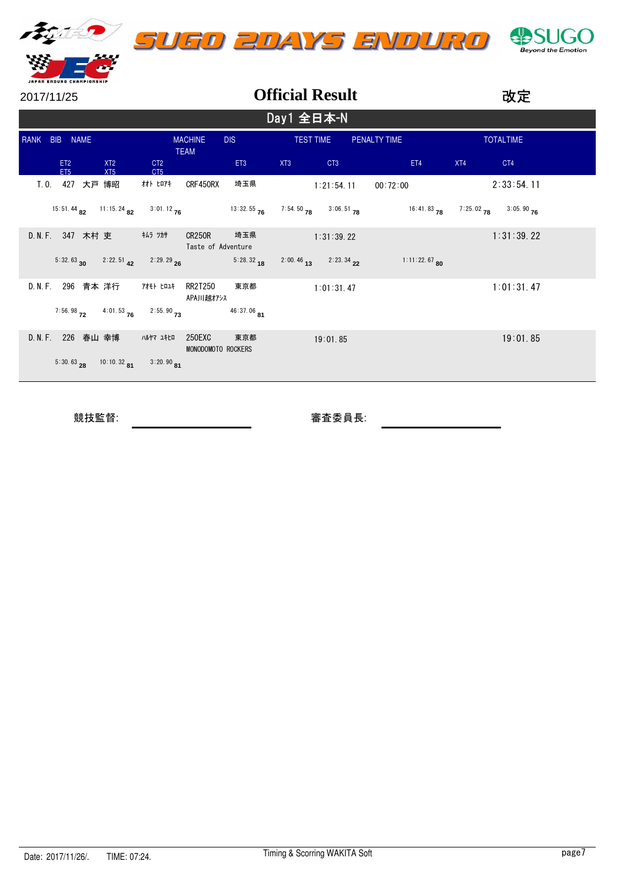# SUGO 2DAYS ENDURO

2017/11/25

## Official Result

改定

### Day1 全日本-N

| RANK | BIB | NAME | | MACHINE / TEAM | DIS | | TEST TIME | PENALTY TIME | | | TOTALTIME |
|---|---|---|---|---|---|---|---|---|---|---|---|
| | ET2 / ET5 | XT2 / XT5 | CT2 / CT5 | | ET3 | XT3 | CT3 | | ET4 | XT4 | CT4 |
| T.O. | 427 | 大戸 博昭 | ｵｵﾄ ﾋﾛｱｷ | CRF450RX | 埼玉県 | | 1:21:54.11 | 00:72:00 | | | 2:33:54.11 |
| | 15:51.44 82 | 11:15.24 82 | 3:01.12 76 | | 13:32.55 76 | 7:54.50 78 | 3:06.51 78 | | 16:41.83 78 | 7:25.02 78 | 3:05.90 76 |
| D.N.F. | 347 | 木村 吏 | ｷﾑﾗ ﾂｶｻ | CR250R / Taste of Adventure | 埼玉県 | | 1:31:39.22 | | | | 1:31:39.22 |
| | 5:32.63 30 | 2:22.51 42 | 2:29.29 26 | | 5:28.32 18 | 2:00.46 13 | 2:23.34 22 | | 1:11:22.67 80 | | |
| D.N.F. | 296 | 青本 洋行 | ｱｵﾓﾄ ﾋﾛﾕｷ | RR2T250 / APA川越ｵｱｼｽ | 東京都 | | 1:01:31.47 | | | | 1:01:31.47 |
| | 7:56.98 72 | 4:01.53 76 | 2:55.90 73 | | 46:37.06 81 | | | | | | |
| D.N.F. | 226 | 春山 幸博 | ﾊﾙﾔﾏ ﾕｷﾋﾛ | 250EXC / MONODOMOTO ROCKERS | 東京都 | | 19:01.85 | | | | 19:01.85 |
| | 5:30.63 28 | 10:10.32 81 | 3:20.90 81 | | | | | | | | |

競技監督: ____________　　　　審査委員長: ____________

Date: 2017/11/26/.　TIME: 07:24.　Timing & Scoring WAKITA Soft